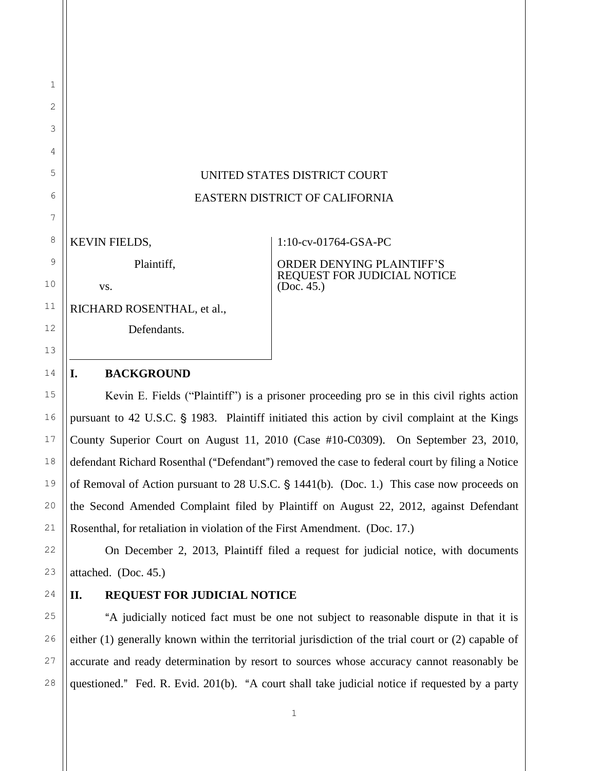UNITED STATES DISTRICT COURT

EASTERN DISTRICT OF CALIFORNIA

| | |
|---|---|
| KEVIN FIELDS,<br><br>Plaintiff,<br><br>vs.<br><br>RICHARD ROSENTHAL, et al.,<br><br>Defendants. | 1:10-cv-01764-GSA-PC<br><br>ORDER DENYING PLAINTIFF'S REQUEST FOR JUDICIAL NOTICE (Doc. 45.) |

## I. BACKGROUND

Kevin E. Fields ("Plaintiff") is a prisoner proceeding pro se in this civil rights action pursuant to 42 U.S.C. § 1983. Plaintiff initiated this action by civil complaint at the Kings County Superior Court on August 11, 2010 (Case #10-C0309). On September 23, 2010, defendant Richard Rosenthal ("Defendant") removed the case to federal court by filing a Notice of Removal of Action pursuant to 28 U.S.C. § 1441(b). (Doc. 1.) This case now proceeds on the Second Amended Complaint filed by Plaintiff on August 22, 2012, against Defendant Rosenthal, for retaliation in violation of the First Amendment. (Doc. 17.)

On December 2, 2013, Plaintiff filed a request for judicial notice, with documents attached. (Doc. 45.)

## II. REQUEST FOR JUDICIAL NOTICE

"A judicially noticed fact must be one not subject to reasonable dispute in that it is either (1) generally known within the territorial jurisdiction of the trial court or (2) capable of accurate and ready determination by resort to sources whose accuracy cannot reasonably be questioned." Fed. R. Evid. 201(b). "A court shall take judicial notice if requested by a party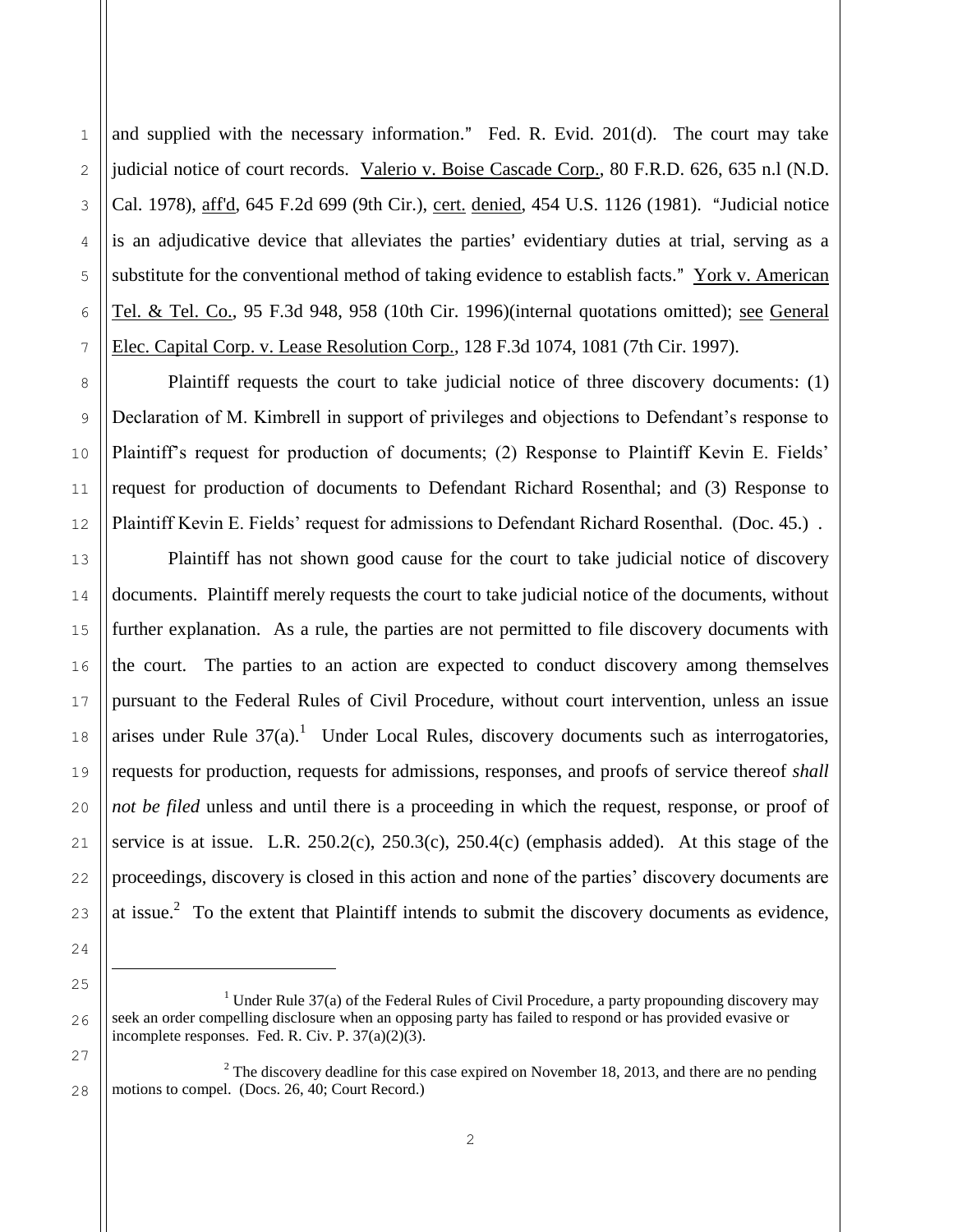and supplied with the necessary information." Fed. R. Evid. 201(d). The court may take judicial notice of court records. Valerio v. Boise Cascade Corp., 80 F.R.D. 626, 635 n.l (N.D. Cal. 1978), aff'd, 645 F.2d 699 (9th Cir.), cert. denied, 454 U.S. 1126 (1981). "Judicial notice is an adjudicative device that alleviates the parties' evidentiary duties at trial, serving as a substitute for the conventional method of taking evidence to establish facts." York v. American Tel. & Tel. Co., 95 F.3d 948, 958 (10th Cir. 1996)(internal quotations omitted); see General Elec. Capital Corp. v. Lease Resolution Corp., 128 F.3d 1074, 1081 (7th Cir. 1997).

Plaintiff requests the court to take judicial notice of three discovery documents: (1) Declaration of M. Kimbrell in support of privileges and objections to Defendant's response to Plaintiff's request for production of documents; (2) Response to Plaintiff Kevin E. Fields' request for production of documents to Defendant Richard Rosenthal; and (3) Response to Plaintiff Kevin E. Fields' request for admissions to Defendant Richard Rosenthal. (Doc. 45.) .

Plaintiff has not shown good cause for the court to take judicial notice of discovery documents. Plaintiff merely requests the court to take judicial notice of the documents, without further explanation. As a rule, the parties are not permitted to file discovery documents with the court. The parties to an action are expected to conduct discovery among themselves pursuant to the Federal Rules of Civil Procedure, without court intervention, unless an issue arises under Rule 37(a).[1] Under Local Rules, discovery documents such as interrogatories, requests for production, requests for admissions, responses, and proofs of service thereof *shall not be filed* unless and until there is a proceeding in which the request, response, or proof of service is at issue. L.R. 250.2(c), 250.3(c), 250.4(c) (emphasis added). At this stage of the proceedings, discovery is closed in this action and none of the parties' discovery documents are at issue.[2] To the extent that Plaintiff intends to submit the discovery documents as evidence,

---

[1] Under Rule 37(a) of the Federal Rules of Civil Procedure, a party propounding discovery may seek an order compelling disclosure when an opposing party has failed to respond or has provided evasive or incomplete responses. Fed. R. Civ. P. 37(a)(2)(3).

[2] The discovery deadline for this case expired on November 18, 2013, and there are no pending motions to compel. (Docs. 26, 40; Court Record.)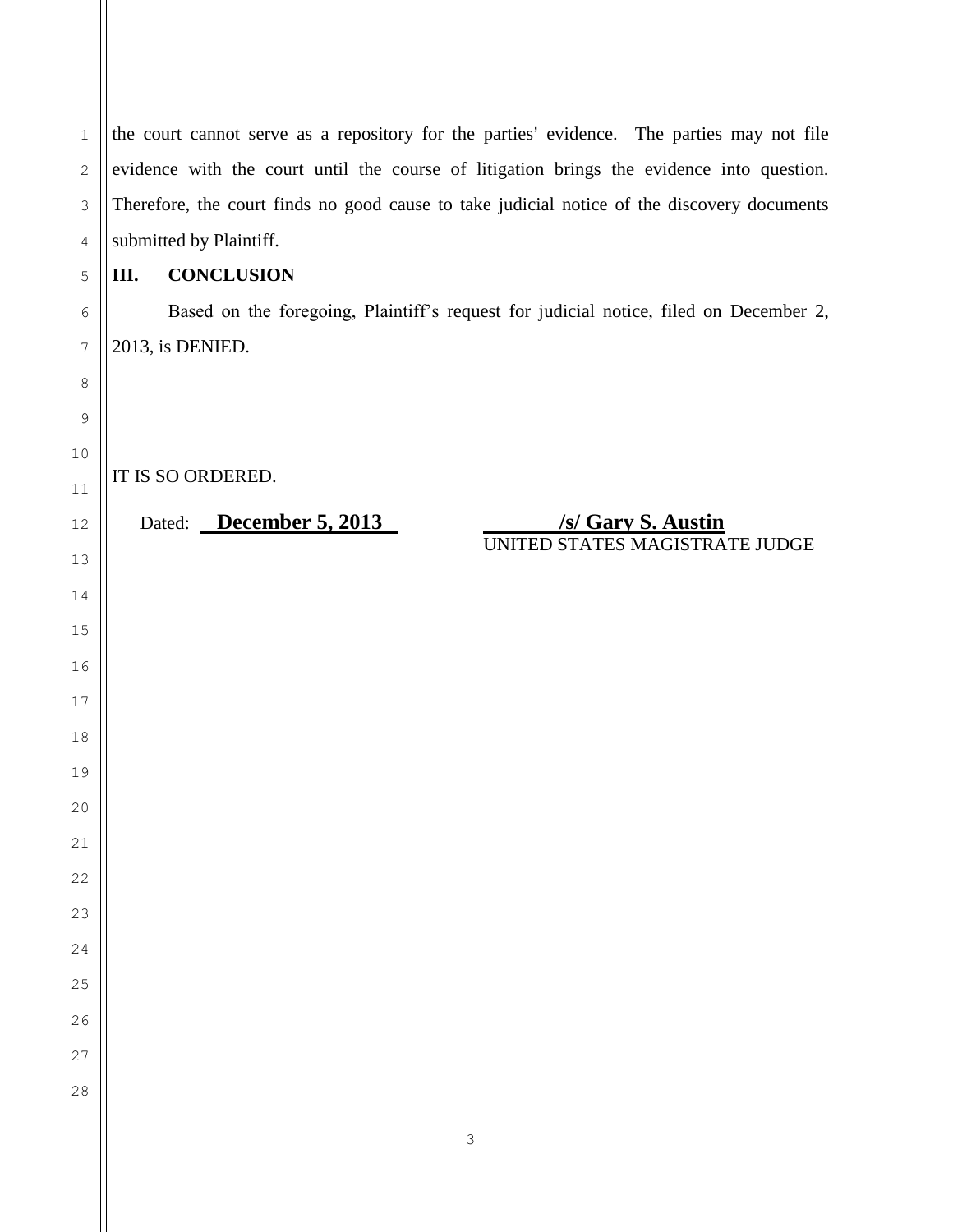the court cannot serve as a repository for the parties' evidence. The parties may not file evidence with the court until the course of litigation brings the evidence into question. Therefore, the court finds no good cause to take judicial notice of the discovery documents submitted by Plaintiff.

## III. CONCLUSION

Based on the foregoing, Plaintiff's request for judicial notice, filed on December 2, 2013, is DENIED.

IT IS SO ORDERED.

Dated: **December 5, 2013**

**/s/ Gary S. Austin**
UNITED STATES MAGISTRATE JUDGE